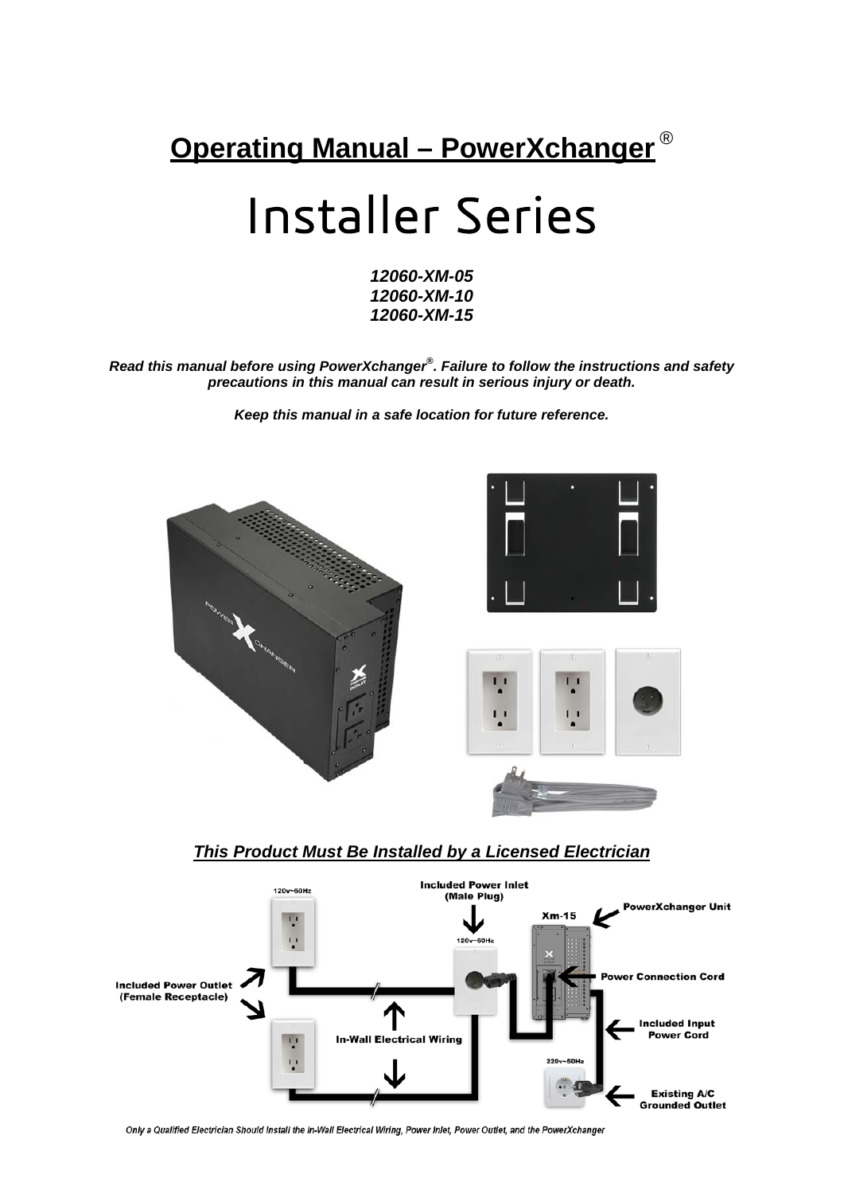# **Operating Manual – PowerXchanger®**

# Installer Series

***12060-XM-05***
***12060-XM-10***
***12060-XM-15***

***Read this manual before using PowerXchanger®. Failure to follow the instructions and safety precautions in this manual can result in serious injury or death.***

***Keep this manual in a safe location for future reference.***

***This Product Must Be Installed by a Licensed Electrician***

Only a Qualified Electrician Should Install the in-Wall Electrical Wiring, Power Inlet, Power Outlet, and the PowerXchanger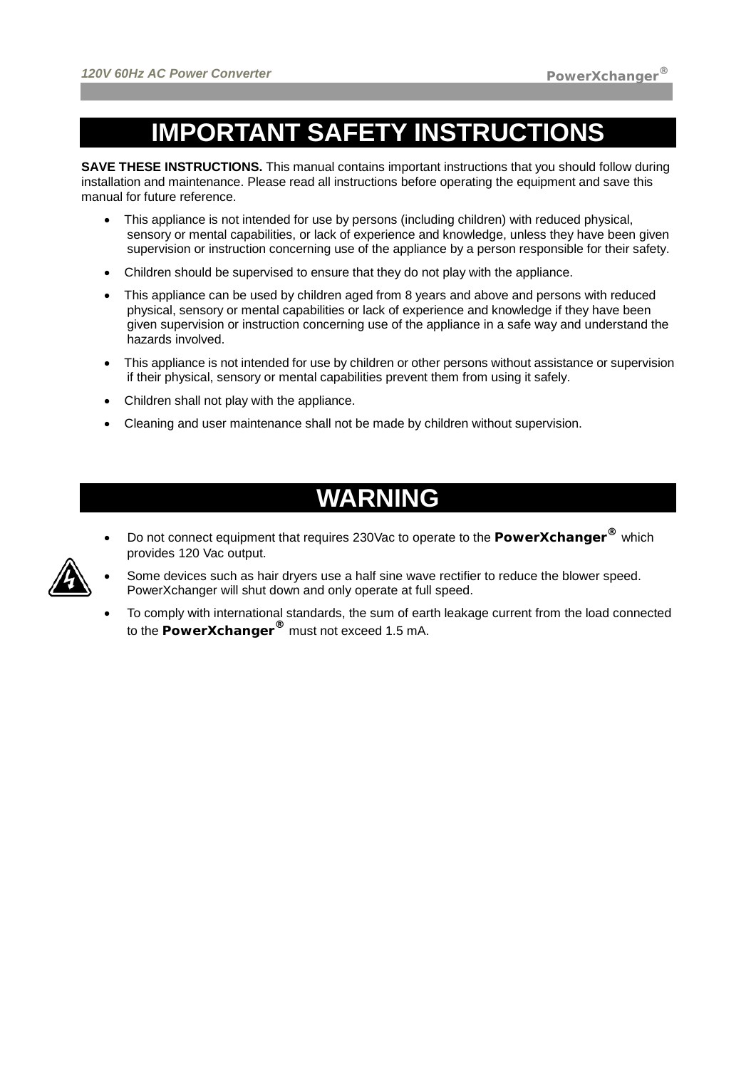# IMPORTANT SAFETY INSTRUCTIONS

**SAVE THESE INSTRUCTIONS.** This manual contains important instructions that you should follow during installation and maintenance. Please read all instructions before operating the equipment and save this manual for future reference.

- This appliance is not intended for use by persons (including children) with reduced physical, sensory or mental capabilities, or lack of experience and knowledge, unless they have been given supervision or instruction concerning use of the appliance by a person responsible for their safety.
- Children should be supervised to ensure that they do not play with the appliance.
- This appliance can be used by children aged from 8 years and above and persons with reduced physical, sensory or mental capabilities or lack of experience and knowledge if they have been given supervision or instruction concerning use of the appliance in a safe way and understand the hazards involved.
- This appliance is not intended for use by children or other persons without assistance or supervision if their physical, sensory or mental capabilities prevent them from using it safely.
- Children shall not play with the appliance.
- Cleaning and user maintenance shall not be made by children without supervision.

# WARNING

- Do not connect equipment that requires 230Vac to operate to the **PowerXchanger®** which provides 120 Vac output.
- Some devices such as hair dryers use a half sine wave rectifier to reduce the blower speed. PowerXchanger will shut down and only operate at full speed.
- To comply with international standards, the sum of earth leakage current from the load connected to the **PowerXchanger®** must not exceed 1.5 mA.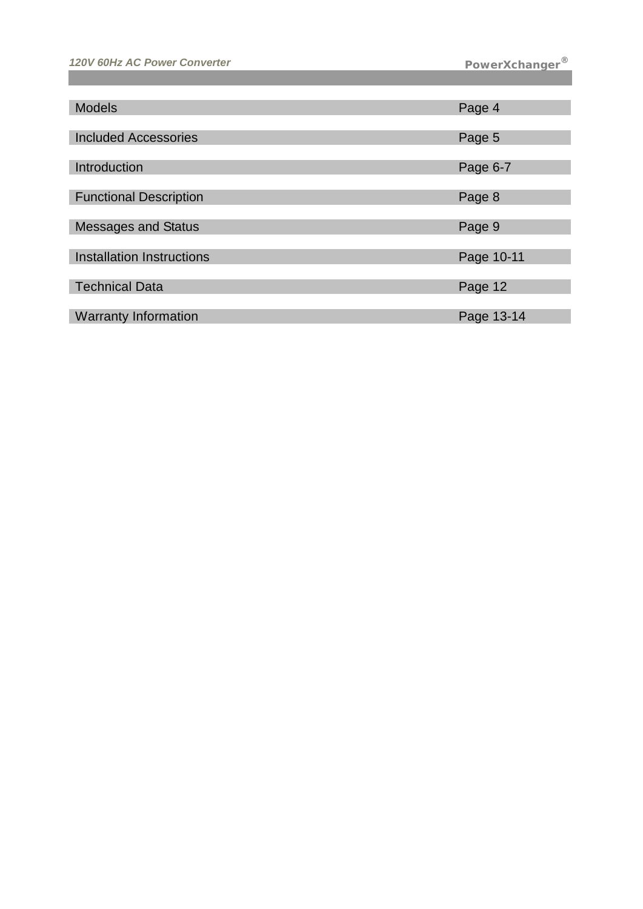| Section | Page |
|---|---|
| Models | Page 4 |
| Included Accessories | Page 5 |
| Introduction | Page 6-7 |
| Functional Description | Page 8 |
| Messages and Status | Page 9 |
| Installation Instructions | Page 10-11 |
| Technical Data | Page 12 |
| Warranty Information | Page 13-14 |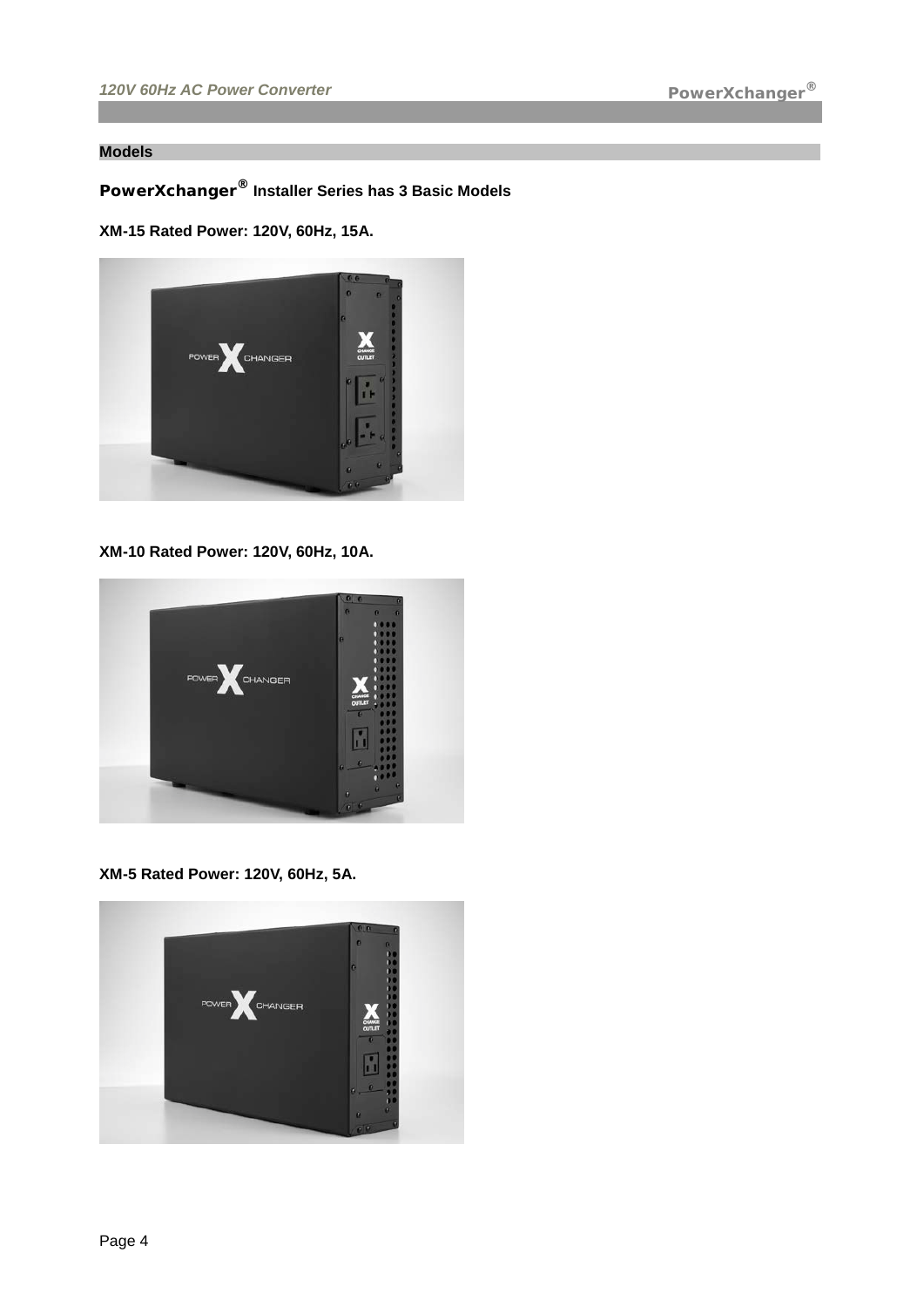## Models

### PowerXchanger® Installer Series has 3 Basic Models

**XM-15 Rated Power: 120V, 60Hz, 15A.**

**XM-10 Rated Power: 120V, 60Hz, 10A.**

**XM-5 Rated Power: 120V, 60Hz, 5A.**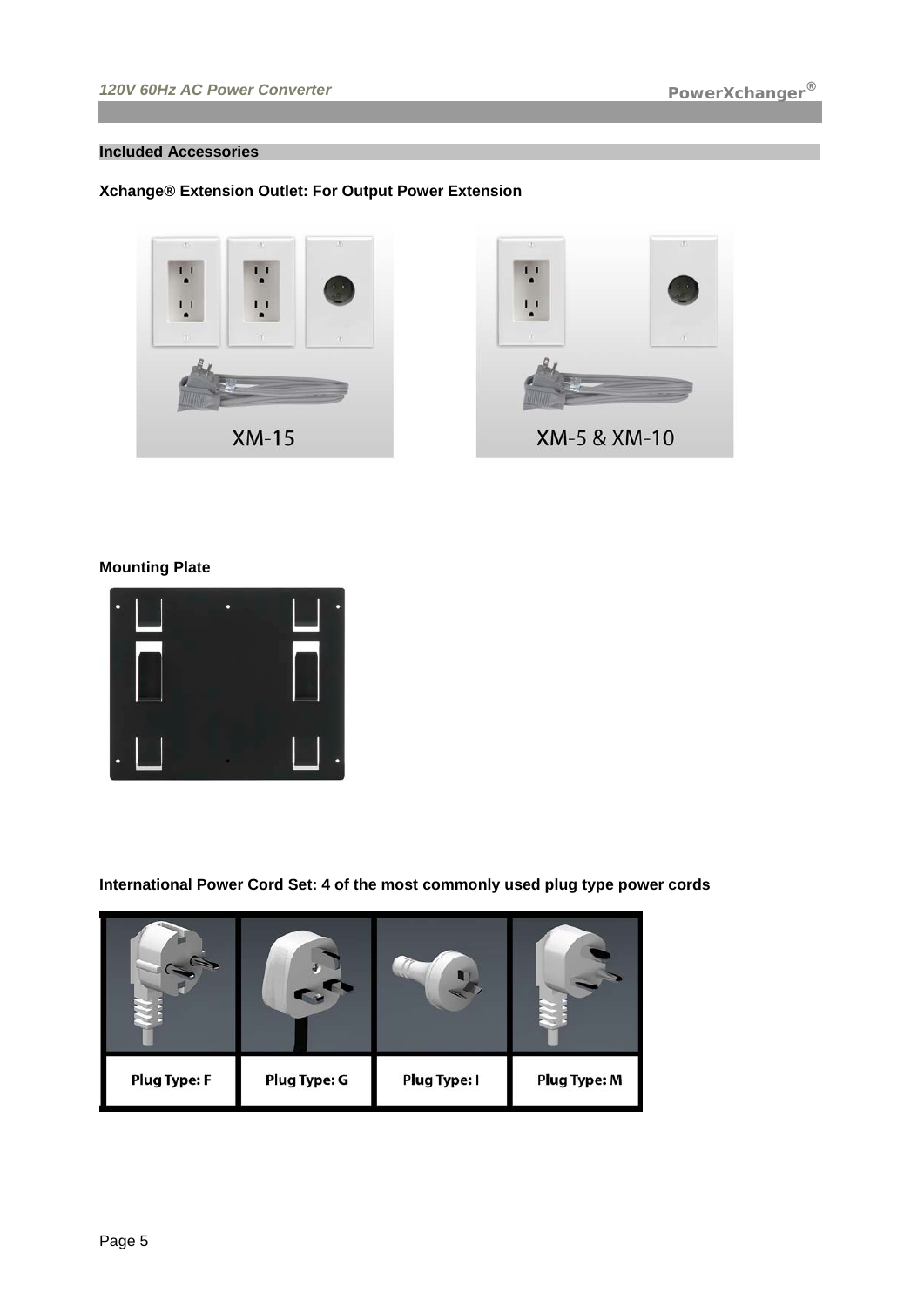## Included Accessories

### Xchange® Extension Outlet: For Output Power Extension

XM-15

XM-5 & XM-10

### Mounting Plate

### International Power Cord Set: 4 of the most commonly used plug type power cords

| Plug Type: F | Plug Type: G | Plug Type: I | Plug Type: M |
|---|---|---|---|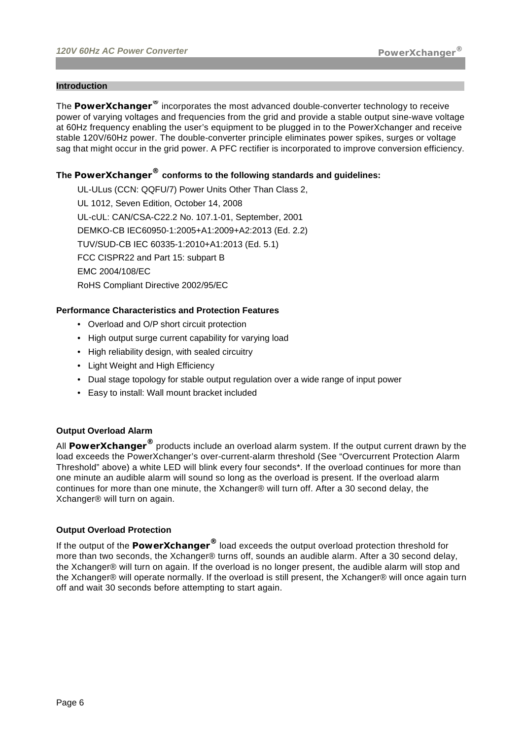## Introduction

The **PowerXchanger®** incorporates the most advanced double-converter technology to receive power of varying voltages and frequencies from the grid and provide a stable output sine-wave voltage at 60Hz frequency enabling the user's equipment to be plugged in to the PowerXchanger and receive stable 120V/60Hz power. The double-converter principle eliminates power spikes, surges or voltage sag that might occur in the grid power. A PFC rectifier is incorporated to improve conversion efficiency.

### The PowerXchanger® conforms to the following standards and guidelines:

UL-ULus (CCN: QQFU/7) Power Units Other Than Class 2,

UL 1012, Seven Edition, October 14, 2008

UL-cUL: CAN/CSA-C22.2 No. 107.1-01, September, 2001

DEMKO-CB IEC60950-1:2005+A1:2009+A2:2013 (Ed. 2.2)

TUV/SUD-CB IEC 60335-1:2010+A1:2013 (Ed. 5.1)

FCC CISPR22 and Part 15: subpart B

EMC 2004/108/EC

RoHS Compliant Directive 2002/95/EC

### Performance Characteristics and Protection Features

- Overload and O/P short circuit protection
- High output surge current capability for varying load
- High reliability design, with sealed circuitry
- Light Weight and High Efficiency
- Dual stage topology for stable output regulation over a wide range of input power
- Easy to install: Wall mount bracket included

### Output Overload Alarm

All **PowerXchanger®** products include an overload alarm system. If the output current drawn by the load exceeds the PowerXchanger's over-current-alarm threshold (See "Overcurrent Protection Alarm Threshold" above) a white LED will blink every four seconds*. If the overload continues for more than one minute an audible alarm will sound so long as the overload is present. If the overload alarm continues for more than one minute, the Xchanger® will turn off. After a 30 second delay, the Xchanger® will turn on again.

### Output Overload Protection

If the output of the **PowerXchanger®** load exceeds the output overload protection threshold for more than two seconds, the Xchanger® turns off, sounds an audible alarm. After a 30 second delay, the Xchanger® will turn on again. If the overload is no longer present, the audible alarm will stop and the Xchanger® will operate normally. If the overload is still present, the Xchanger® will once again turn off and wait 30 seconds before attempting to start again.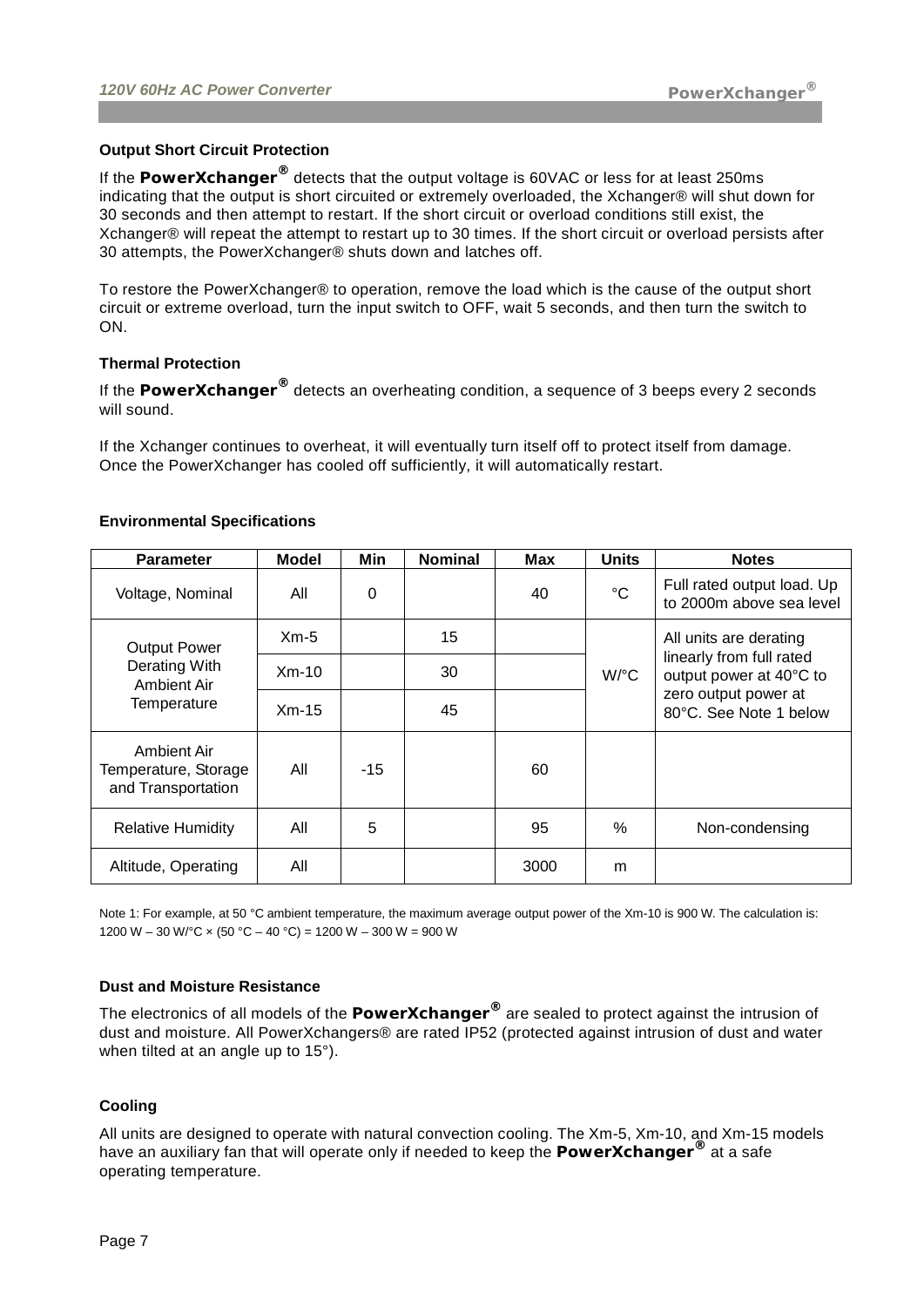### Output Short Circuit Protection

If the **PowerXchanger®** detects that the output voltage is 60VAC or less for at least 250ms indicating that the output is short circuited or extremely overloaded, the Xchanger® will shut down for 30 seconds and then attempt to restart. If the short circuit or overload conditions still exist, the Xchanger® will repeat the attempt to restart up to 30 times. If the short circuit or overload persists after 30 attempts, the PowerXchanger® shuts down and latches off.

To restore the PowerXchanger® to operation, remove the load which is the cause of the output short circuit or extreme overload, turn the input switch to OFF, wait 5 seconds, and then turn the switch to ON.

### Thermal Protection

If the **PowerXchanger®** detects an overheating condition, a sequence of 3 beeps every 2 seconds will sound.

If the Xchanger continues to overheat, it will eventually turn itself off to protect itself from damage. Once the PowerXchanger has cooled off sufficiently, it will automatically restart.

### Environmental Specifications

| Parameter | Model | Min | Nominal | Max | Units | Notes |
|---|---|---|---|---|---|---|
| Voltage, Nominal | All | 0 | | 40 | °C | Full rated output load. Up to 2000m above sea level |
| Output Power Derating With Ambient Air Temperature | Xm-5 | | 15 | | W/°C | All units are derating linearly from full rated output power at 40°C to zero output power at 80°C. See Note 1 below |
| | Xm-10 | | 30 | | | |
| | Xm-15 | | 45 | | | |
| Ambient Air Temperature, Storage and Transportation | All | -15 | | 60 | | |
| Relative Humidity | All | 5 | | 95 | % | Non-condensing |
| Altitude, Operating | All | | | 3000 | m | |

Note 1: For example, at 50 °C ambient temperature, the maximum average output power of the Xm-10 is 900 W. The calculation is: 1200 W – 30 W/°C × (50 °C – 40 °C) = 1200 W – 300 W = 900 W

### Dust and Moisture Resistance

The electronics of all models of the **PowerXchanger®** are sealed to protect against the intrusion of dust and moisture. All PowerXchangers® are rated IP52 (protected against intrusion of dust and water when tilted at an angle up to 15°).

### Cooling

All units are designed to operate with natural convection cooling. The Xm-5, Xm-10, and Xm-15 models have an auxiliary fan that will operate only if needed to keep the **PowerXchanger®** at a safe operating temperature.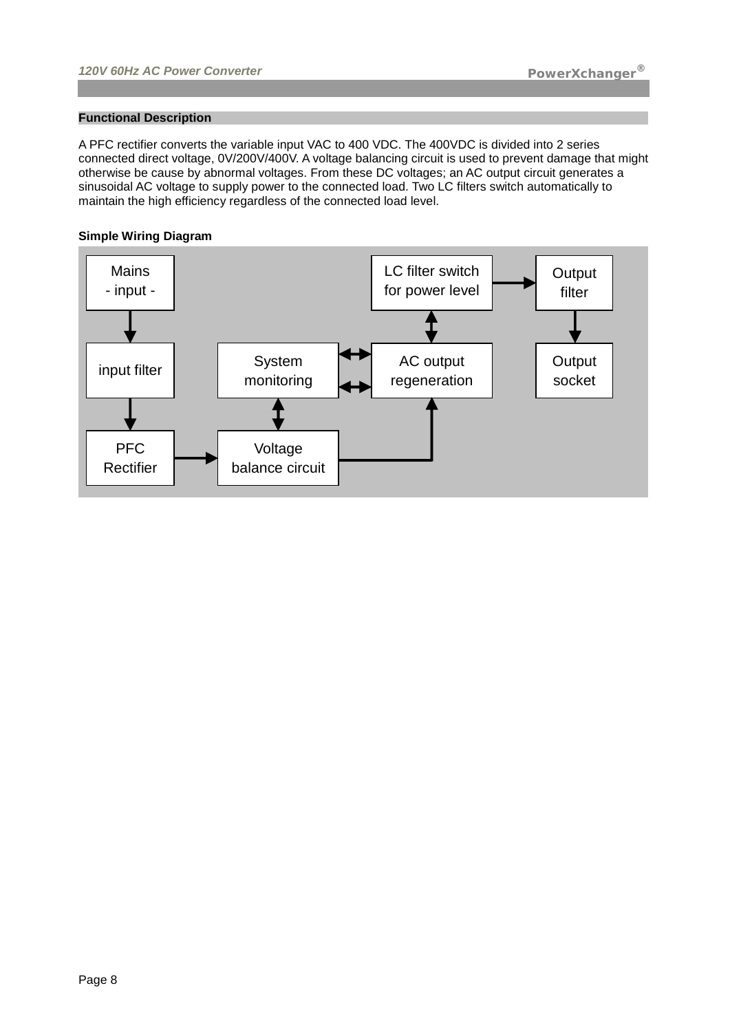## Functional Description

A PFC rectifier converts the variable input VAC to 400 VDC. The 400VDC is divided into 2 series connected direct voltage, 0V/200V/400V. A voltage balancing circuit is used to prevent damage that might otherwise be cause by abnormal voltages. From these DC voltages; an AC output circuit generates a sinusoidal AC voltage to supply power to the connected load. Two LC filters switch automatically to maintain the high efficiency regardless of the connected load level.

### Simple Wiring Diagram

Mains - input -

input filter

PFC Rectifier

System monitoring

Voltage balance circuit

LC filter switch for power level

AC output regeneration

Output filter

Output socket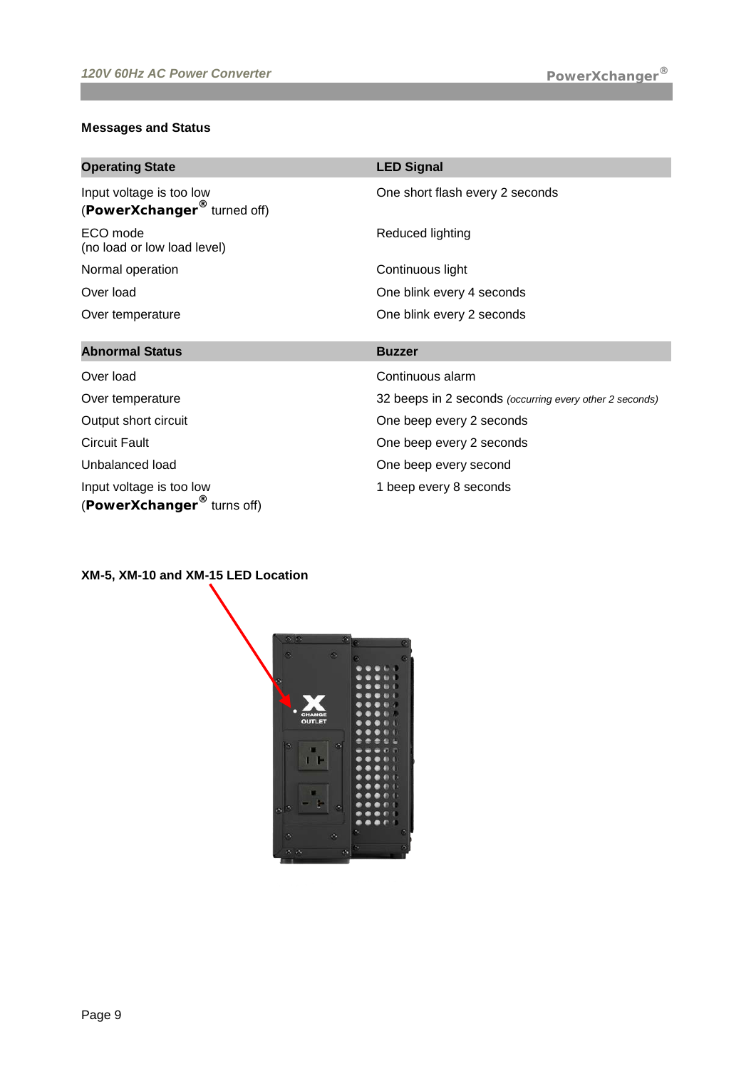**Messages and Status**

| Operating State | LED Signal |
| --- | --- |
| Input voltage is too low (**PowerXchanger®** turned off) | One short flash every 2 seconds |
| ECO mode (no load or low load level) | Reduced lighting |
| Normal operation | Continuous light |
| Over load | One blink every 4 seconds |
| Over temperature | One blink every 2 seconds |

| Abnormal Status | Buzzer |
| --- | --- |
| Over load | Continuous alarm |
| Over temperature | 32 beeps in 2 seconds *(occurring every other 2 seconds)* |
| Output short circuit | One beep every 2 seconds |
| Circuit Fault | One beep every 2 seconds |
| Unbalanced load | One beep every second |
| Input voltage is too low (**PowerXchanger®** turns off) | 1 beep every 8 seconds |

**XM-5, XM-10 and XM-15 LED Location**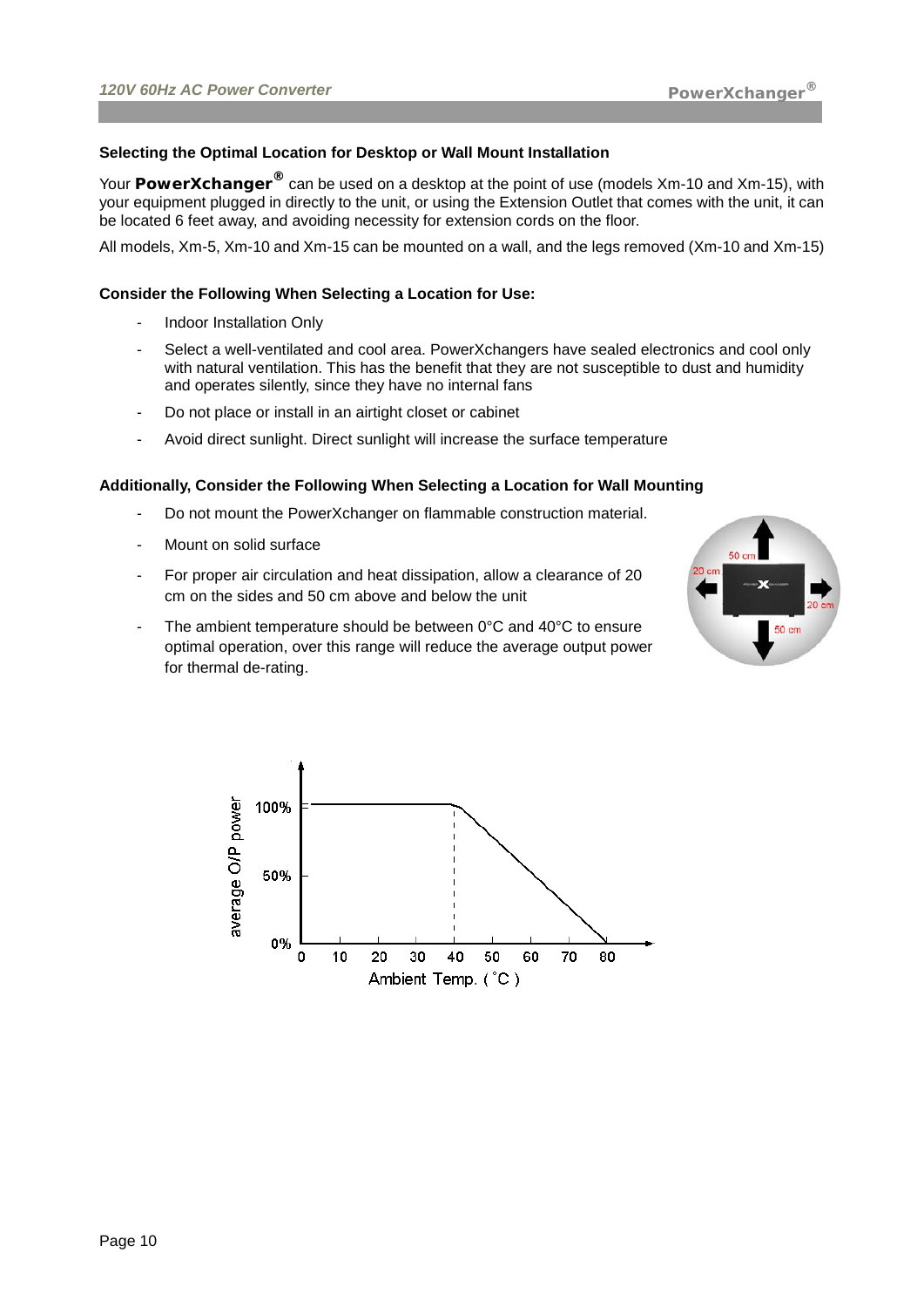### Selecting the Optimal Location for Desktop or Wall Mount Installation

Your **PowerXchanger®** can be used on a desktop at the point of use (models Xm-10 and Xm-15), with your equipment plugged in directly to the unit, or using the Extension Outlet that comes with the unit, it can be located 6 feet away, and avoiding necessity for extension cords on the floor.

All models, Xm-5, Xm-10 and Xm-15 can be mounted on a wall, and the legs removed (Xm-10 and Xm-15)

### Consider the Following When Selecting a Location for Use:

- Indoor Installation Only
- Select a well-ventilated and cool area. PowerXchangers have sealed electronics and cool only with natural ventilation. This has the benefit that they are not susceptible to dust and humidity and operates silently, since they have no internal fans
- Do not place or install in an airtight closet or cabinet
- Avoid direct sunlight. Direct sunlight will increase the surface temperature

### Additionally, Consider the Following When Selecting a Location for Wall Mounting

- Do not mount the PowerXchanger on flammable construction material.
- Mount on solid surface
- For proper air circulation and heat dissipation, allow a clearance of 20 cm on the sides and 50 cm above and below the unit
- The ambient temperature should be between 0°C and 40°C to ensure optimal operation, over this range will reduce the average output power for thermal de-rating.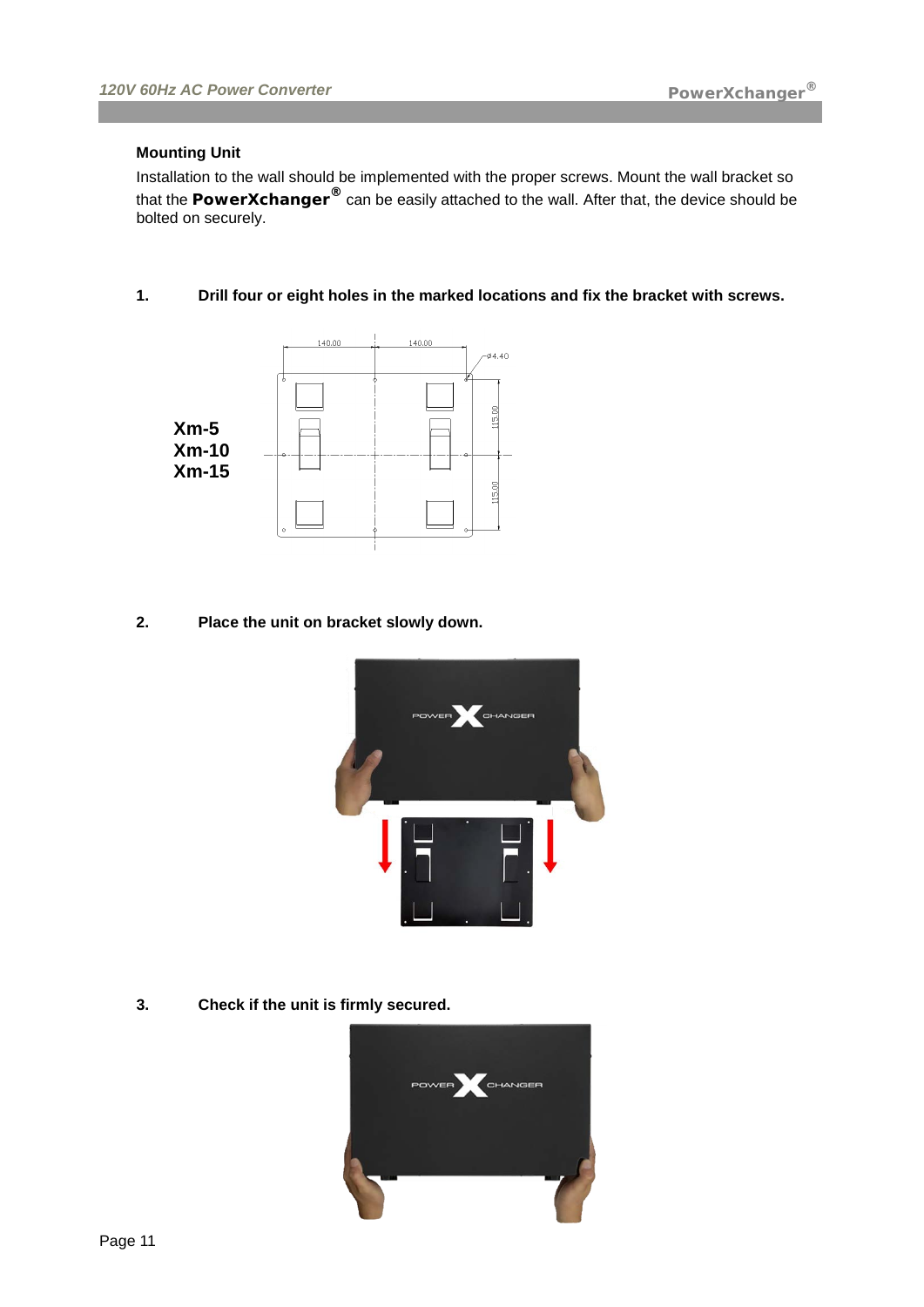## Mounting Unit

Installation to the wall should be implemented with the proper screws. Mount the wall bracket so that the **PowerXchanger®** can be easily attached to the wall. After that, the device should be bolted on securely.

1. **Drill four or eight holes in the marked locations and fix the bracket with screws.**

**Xm-5**
**Xm-10**
**Xm-15**

2. **Place the unit on bracket slowly down.**

3. **Check if the unit is firmly secured.**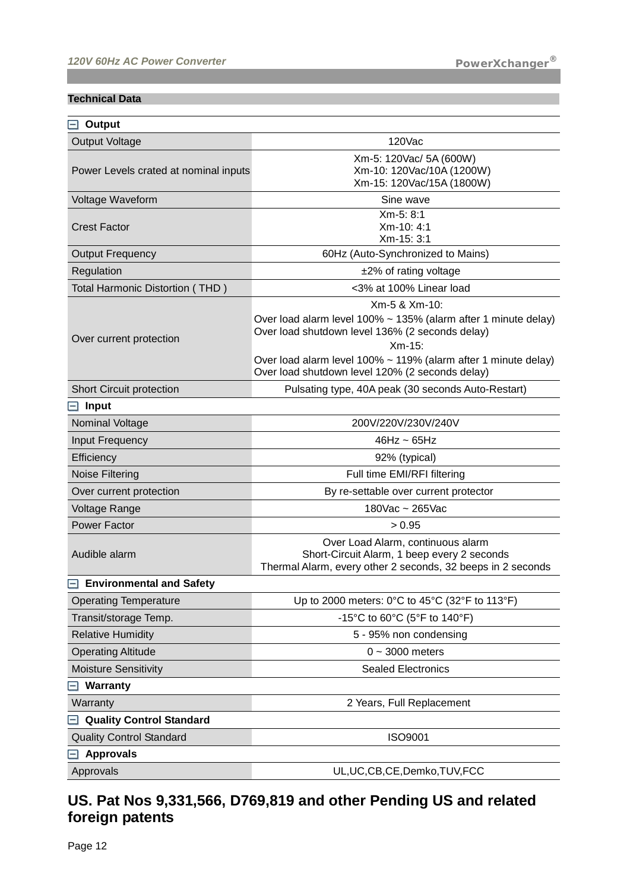## Technical Data

| Output | |
|---|---|
| Output Voltage | 120Vac |
| Power Levels crated at nominal inputs | Xm-5: 120Vac/ 5A (600W)<br>Xm-10: 120Vac/10A (1200W)<br>Xm-15: 120Vac/15A (1800W) |
| Voltage Waveform | Sine wave |
| Crest Factor | Xm-5: 8:1<br>Xm-10: 4:1<br>Xm-15: 3:1 |
| Output Frequency | 60Hz (Auto-Synchronized to Mains) |
| Regulation | ±2% of rating voltage |
| Total Harmonic Distortion ( THD ) | <3% at 100% Linear load |
| Over current protection | Xm-5 & Xm-10:<br>Over load alarm level 100% ~ 135% (alarm after 1 minute delay)<br>Over load shutdown level 136% (2 seconds delay)<br>Xm-15:<br>Over load alarm level 100% ~ 119% (alarm after 1 minute delay)<br>Over load shutdown level 120% (2 seconds delay) |
| Short Circuit protection | Pulsating type, 40A peak (30 seconds Auto-Restart) |
| **Input** | |
| Nominal Voltage | 200V/220V/230V/240V |
| Input Frequency | 46Hz ~ 65Hz |
| Efficiency | 92% (typical) |
| Noise Filtering | Full time EMI/RFI filtering |
| Over current protection | By re-settable over current protector |
| Voltage Range | 180Vac ~ 265Vac |
| Power Factor | > 0.95 |
| Audible alarm | Over Load Alarm, continuous alarm<br>Short-Circuit Alarm, 1 beep every 2 seconds<br>Thermal Alarm, every other 2 seconds, 32 beeps in 2 seconds |
| **Environmental and Safety** | |
| Operating Temperature | Up to 2000 meters: 0°C to 45°C (32°F to 113°F) |
| Transit/storage Temp. | -15°C to 60°C (5°F to 140°F) |
| Relative Humidity | 5 - 95% non condensing |
| Operating Altitude | 0 ~ 3000 meters |
| Moisture Sensitivity | Sealed Electronics |
| **Warranty** | |
| Warranty | 2 Years, Full Replacement |
| **Quality Control Standard** | |
| Quality Control Standard | ISO9001 |
| **Approvals** | |
| Approvals | UL,UC,CB,CE,Demko,TUV,FCC |

## US. Pat Nos 9,331,566, D769,819 and other Pending US and related foreign patents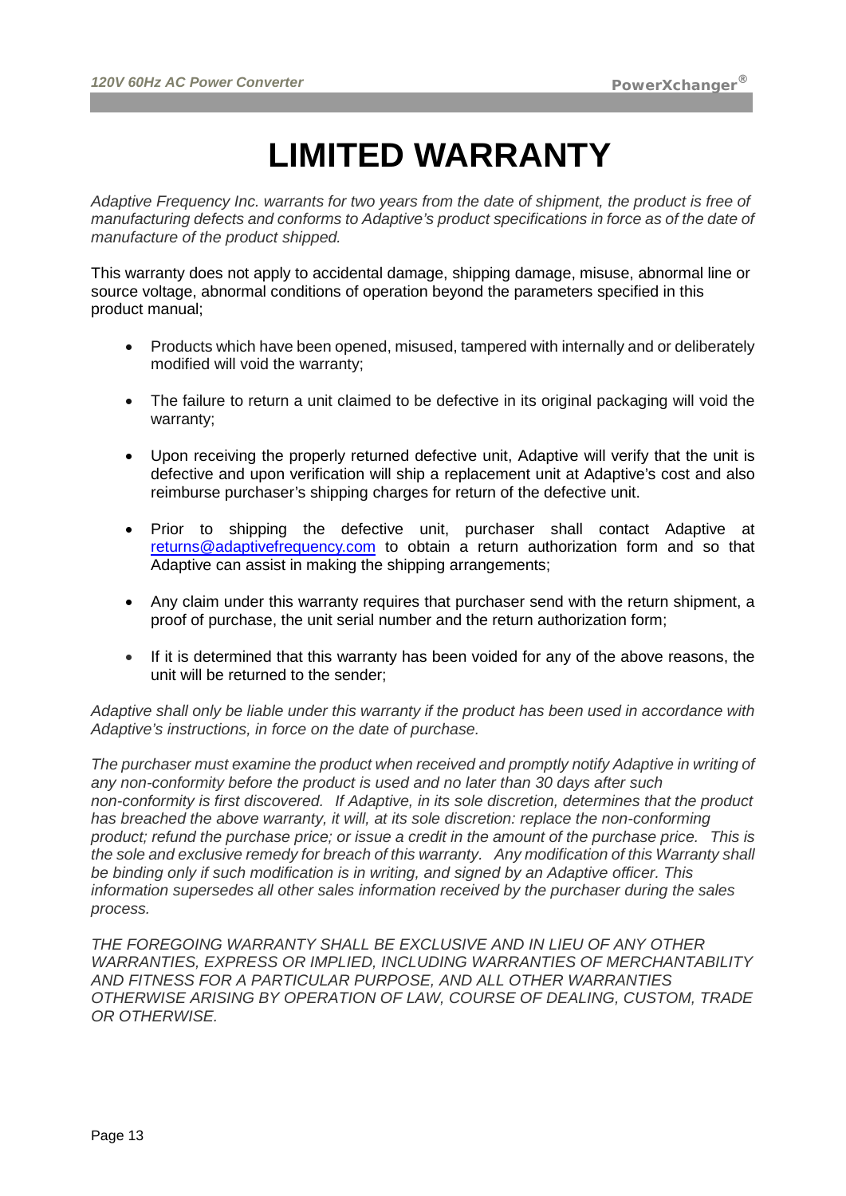# LIMITED WARRANTY

*Adaptive Frequency Inc. warrants for two years from the date of shipment, the product is free of manufacturing defects and conforms to Adaptive's product specifications in force as of the date of manufacture of the product shipped.*

This warranty does not apply to accidental damage, shipping damage, misuse, abnormal line or source voltage, abnormal conditions of operation beyond the parameters specified in this product manual;

- Products which have been opened, misused, tampered with internally and or deliberately modified will void the warranty;
- The failure to return a unit claimed to be defective in its original packaging will void the warranty;
- Upon receiving the properly returned defective unit, Adaptive will verify that the unit is defective and upon verification will ship a replacement unit at Adaptive's cost and also reimburse purchaser's shipping charges for return of the defective unit.
- Prior to shipping the defective unit, purchaser shall contact Adaptive at returns@adaptivefrequency.com to obtain a return authorization form and so that Adaptive can assist in making the shipping arrangements;
- Any claim under this warranty requires that purchaser send with the return shipment, a proof of purchase, the unit serial number and the return authorization form;
- If it is determined that this warranty has been voided for any of the above reasons, the unit will be returned to the sender;

*Adaptive shall only be liable under this warranty if the product has been used in accordance with Adaptive's instructions, in force on the date of purchase.*

*The purchaser must examine the product when received and promptly notify Adaptive in writing of any non-conformity before the product is used and no later than 30 days after such non-conformity is first discovered. If Adaptive, in its sole discretion, determines that the product has breached the above warranty, it will, at its sole discretion: replace the non-conforming product; refund the purchase price; or issue a credit in the amount of the purchase price. This is the sole and exclusive remedy for breach of this warranty. Any modification of this Warranty shall be binding only if such modification is in writing, and signed by an Adaptive officer. This information supersedes all other sales information received by the purchaser during the sales process.*

*THE FOREGOING WARRANTY SHALL BE EXCLUSIVE AND IN LIEU OF ANY OTHER WARRANTIES, EXPRESS OR IMPLIED, INCLUDING WARRANTIES OF MERCHANTABILITY AND FITNESS FOR A PARTICULAR PURPOSE, AND ALL OTHER WARRANTIES OTHERWISE ARISING BY OPERATION OF LAW, COURSE OF DEALING, CUSTOM, TRADE OR OTHERWISE.*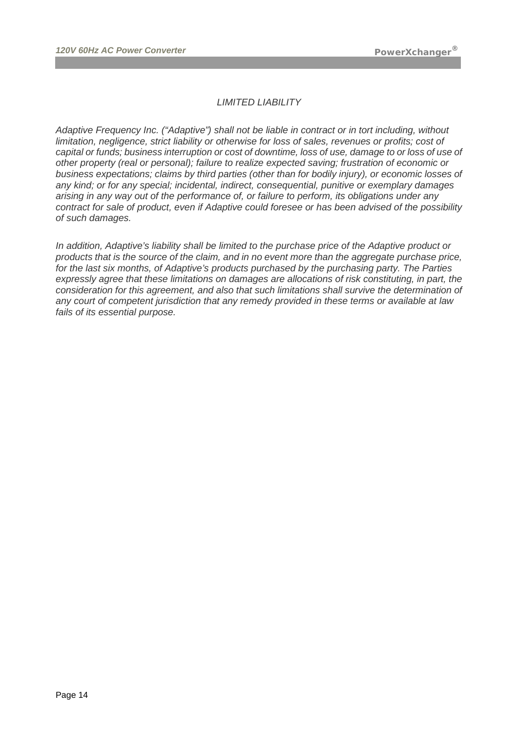## *LIMITED LIABILITY*

*Adaptive Frequency Inc. ("Adaptive") shall not be liable in contract or in tort including, without limitation, negligence, strict liability or otherwise for loss of sales, revenues or profits; cost of capital or funds; business interruption or cost of downtime, loss of use, damage to or loss of use of other property (real or personal); failure to realize expected saving; frustration of economic or business expectations; claims by third parties (other than for bodily injury), or economic losses of any kind; or for any special; incidental, indirect, consequential, punitive or exemplary damages arising in any way out of the performance of, or failure to perform, its obligations under any contract for sale of product, even if Adaptive could foresee or has been advised of the possibility of such damages.*

*In addition, Adaptive's liability shall be limited to the purchase price of the Adaptive product or products that is the source of the claim, and in no event more than the aggregate purchase price, for the last six months, of Adaptive's products purchased by the purchasing party. The Parties expressly agree that these limitations on damages are allocations of risk constituting, in part, the consideration for this agreement, and also that such limitations shall survive the determination of any court of competent jurisdiction that any remedy provided in these terms or available at law fails of its essential purpose.*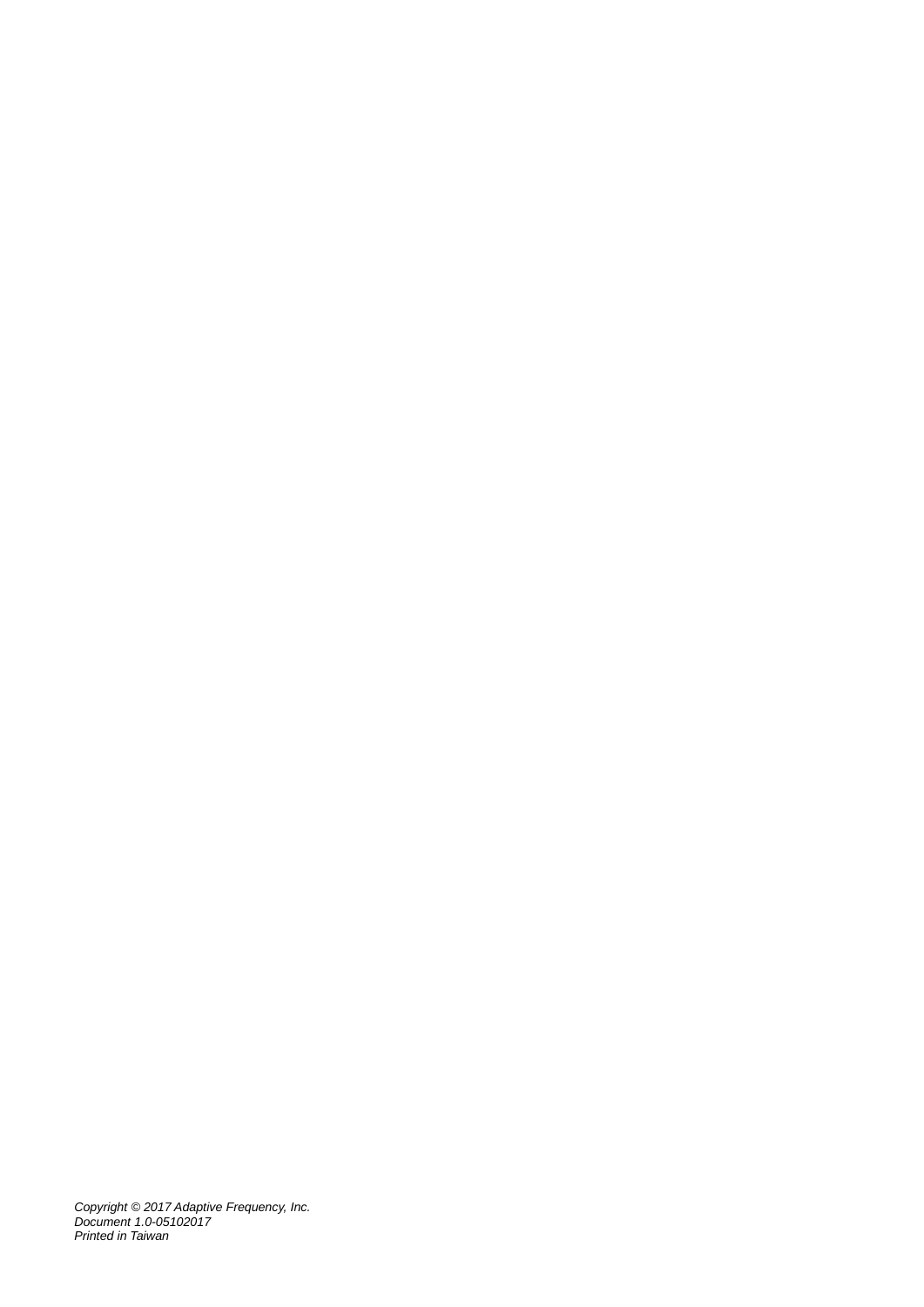*Copyright © 2017 Adaptive Frequency, Inc.*
*Document 1.0-05102017*
*Printed in Taiwan*